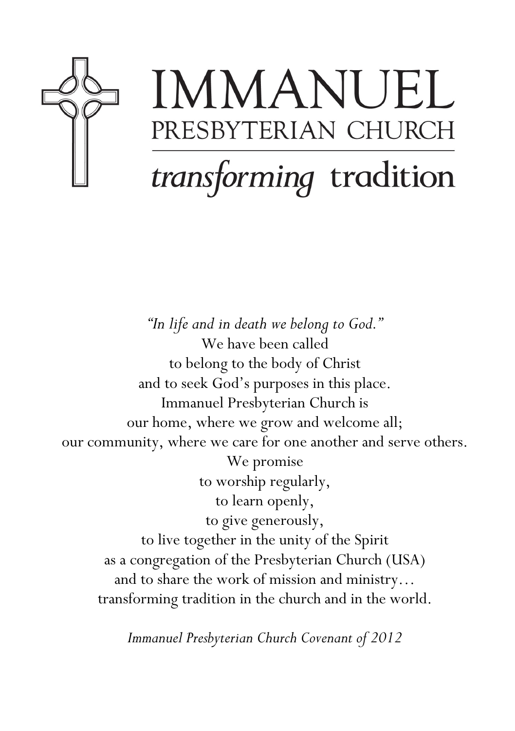# IMMANUEL PRESBYTERIAN CHURCH

## *transforming* tradition

*"In life and in death we belong to God."*
We have been called
to belong to the body of Christ
and to seek God's purposes in this place.
Immanuel Presbyterian Church is
our home, where we grow and welcome all;
our community, where we care for one another and serve others.
We promise
to worship regularly,
to learn openly,
to give generously,
to live together in the unity of the Spirit
as a congregation of the Presbyterian Church (USA)
and to share the work of mission and ministry…
transforming tradition in the church and in the world.

*Immanuel Presbyterian Church Covenant of 2012*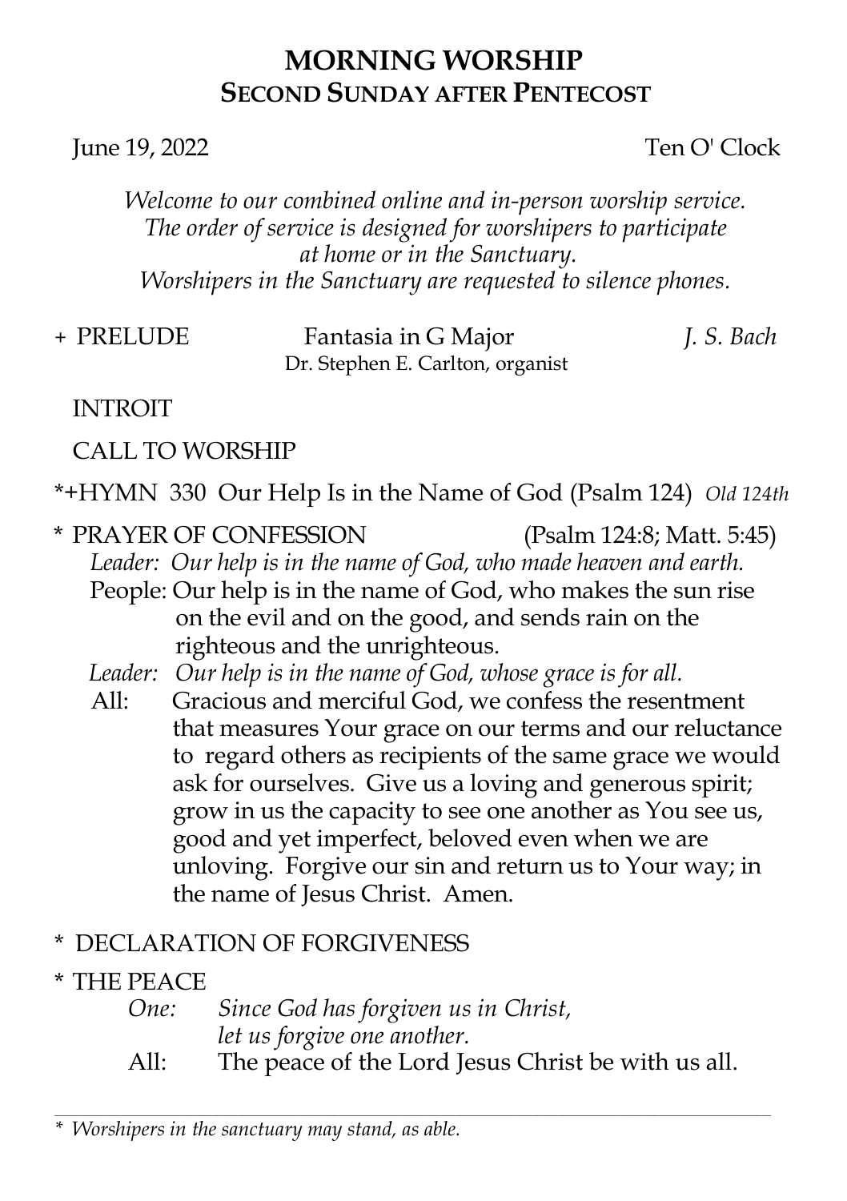# MORNING WORSHIP
## SECOND SUNDAY AFTER PENTECOST

June 19, 2022 Ten O' Clock

*Welcome to our combined online and in-person worship service.*
*The order of service is designed for worshipers to participate at home or in the Sanctuary.*
*Worshipers in the Sanctuary are requested to silence phones.*

\+ PRELUDE Fantasia in G Major *J. S. Bach*
Dr. Stephen E. Carlton, organist

INTROIT

CALL TO WORSHIP

*+HYMN 330 Our Help Is in the Name of God (Psalm 124) *Old 124th*

\* PRAYER OF CONFESSION (Psalm 124:8; Matt. 5:45)

*Leader: Our help is in the name of God, who made heaven and earth.*

People: Our help is in the name of God, who makes the sun rise on the evil and on the good, and sends rain on the righteous and the unrighteous.

*Leader: Our help is in the name of God, whose grace is for all.*

All: Gracious and merciful God, we confess the resentment that measures Your grace on our terms and our reluctance to regard others as recipients of the same grace we would ask for ourselves. Give us a loving and generous spirit; grow in us the capacity to see one another as You see us, good and yet imperfect, beloved even when we are unloving. Forgive our sin and return us to Your way; in the name of Jesus Christ. Amen.

\* DECLARATION OF FORGIVENESS

\* THE PEACE

*One: Since God has forgiven us in Christ, let us forgive one another.*

All: The peace of the Lord Jesus Christ be with us all.

---

*\* Worshipers in the sanctuary may stand, as able.*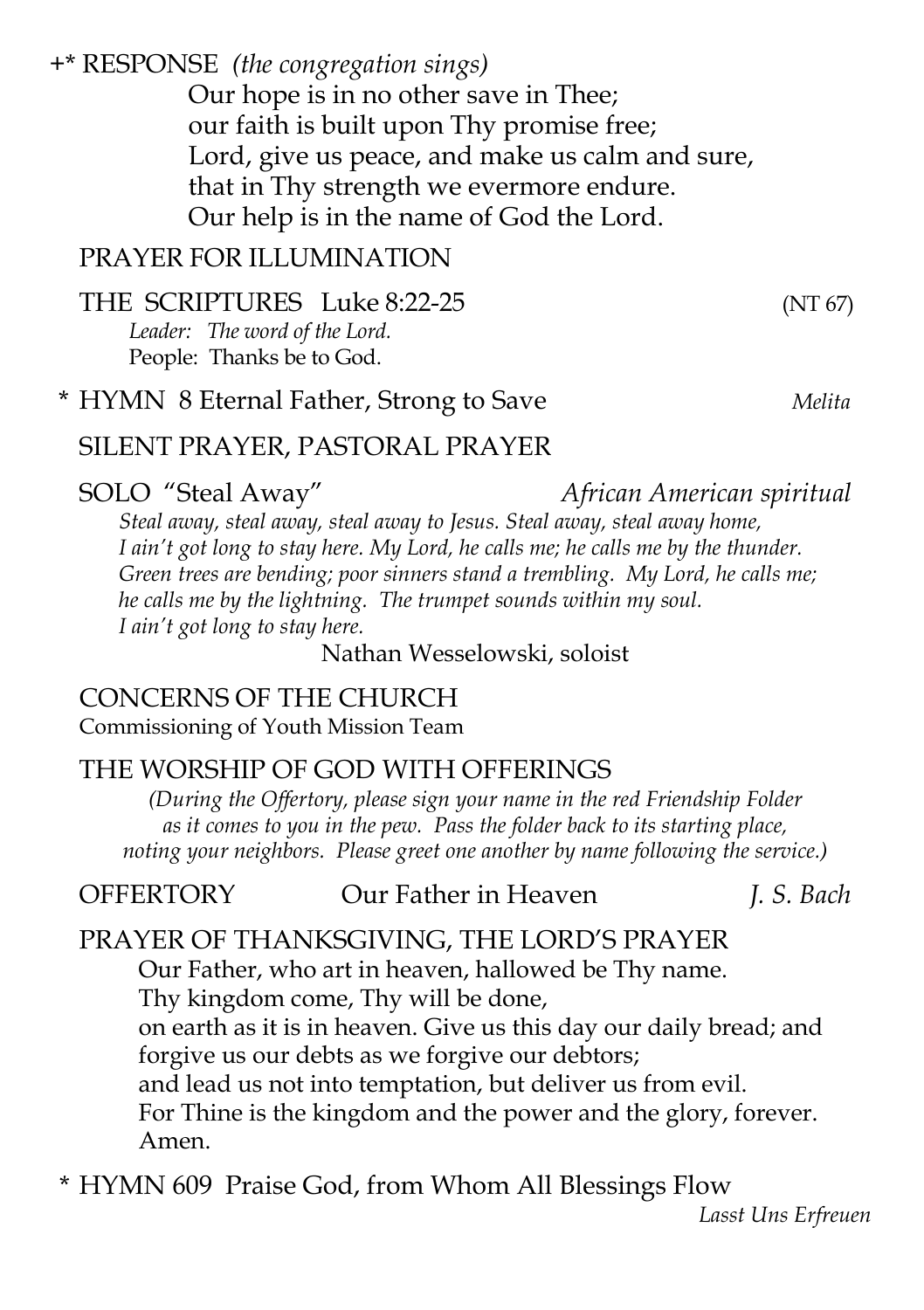+* RESPONSE *(the congregation sings)*

Our hope is in no other save in Thee;
our faith is built upon Thy promise free;
Lord, give us peace, and make us calm and sure,
that in Thy strength we evermore endure.
Our help is in the name of God the Lord.

PRAYER FOR ILLUMINATION

THE SCRIPTURES Luke 8:22-25 (NT 67)

*Leader: The word of the Lord.*
People: Thanks be to God.

\* HYMN 8 Eternal Father, Strong to Save *Melita*

SILENT PRAYER, PASTORAL PRAYER

SOLO "Steal Away" *African American spiritual*

*Steal away, steal away, steal away to Jesus. Steal away, steal away home, I ain't got long to stay here. My Lord, he calls me; he calls me by the thunder. Green trees are bending; poor sinners stand a trembling. My Lord, he calls me; he calls me by the lightning. The trumpet sounds within my soul. I ain't got long to stay here.*

Nathan Wesselowski, soloist

CONCERNS OF THE CHURCH

Commissioning of Youth Mission Team

THE WORSHIP OF GOD WITH OFFERINGS

*(During the Offertory, please sign your name in the red Friendship Folder as it comes to you in the pew. Pass the folder back to its starting place, noting your neighbors. Please greet one another by name following the service.)*

OFFERTORY Our Father in Heaven *J. S. Bach*

PRAYER OF THANKSGIVING, THE LORD'S PRAYER

Our Father, who art in heaven, hallowed be Thy name.
Thy kingdom come, Thy will be done,
on earth as it is in heaven. Give us this day our daily bread; and forgive us our debts as we forgive our debtors;
and lead us not into temptation, but deliver us from evil.
For Thine is the kingdom and the power and the glory, forever.
Amen.

\* HYMN 609 Praise God, from Whom All Blessings Flow *Lasst Uns Erfreuen*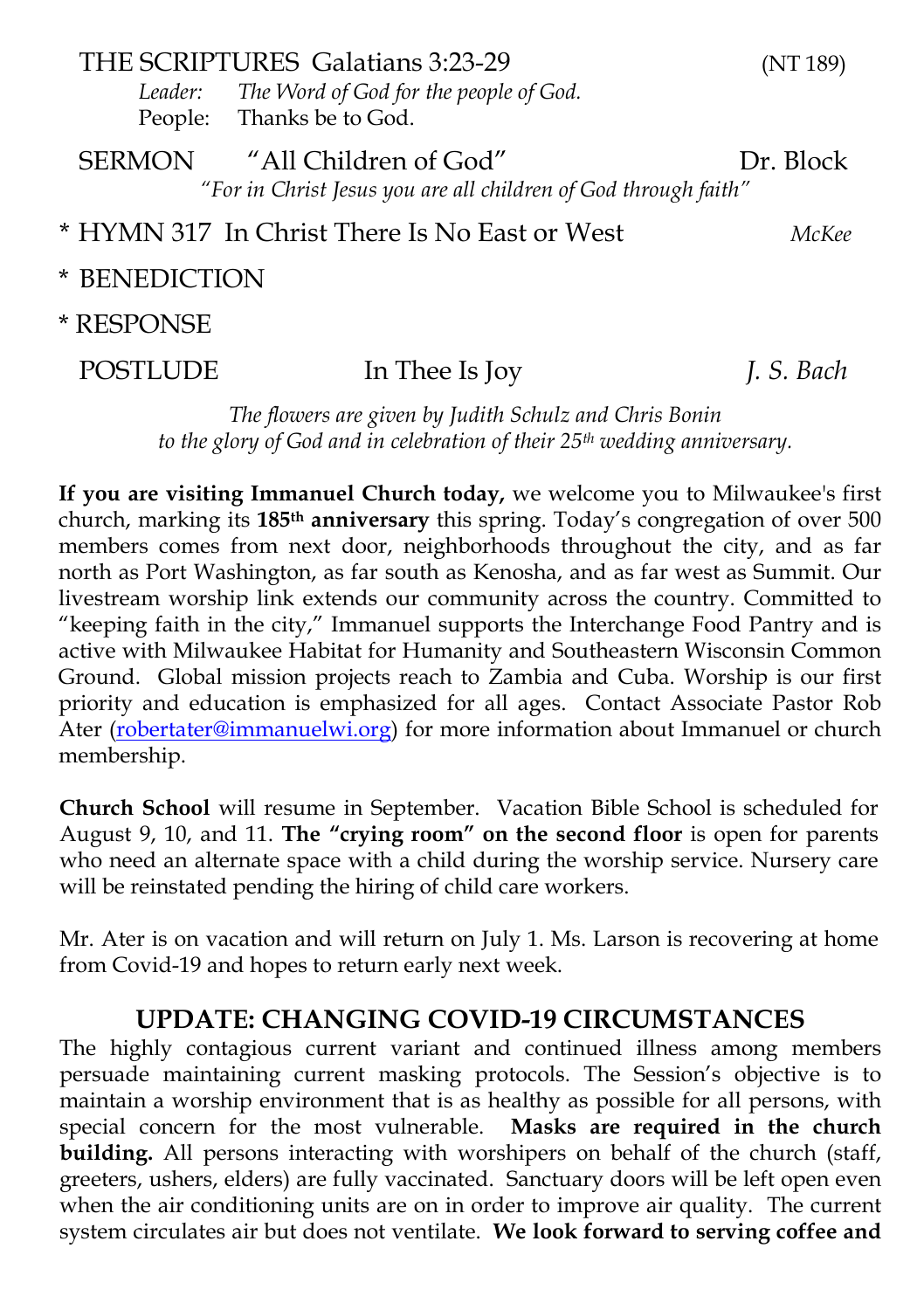THE SCRIPTURES Galatians 3:23-29 (NT 189)

*Leader:* *The Word of God for the people of God.*
People: Thanks be to God.

SERMON "All Children of God" Dr. Block

*"For in Christ Jesus you are all children of God through faith"*

* HYMN 317 In Christ There Is No East or West *McKee*

* BENEDICTION

* RESPONSE

POSTLUDE In Thee Is Joy *J. S. Bach*

*The flowers are given by Judith Schulz and Chris Bonin to the glory of God and in celebration of their 25th wedding anniversary.*

**If you are visiting Immanuel Church today,** we welcome you to Milwaukee's first church, marking its **185th anniversary** this spring. Today's congregation of over 500 members comes from next door, neighborhoods throughout the city, and as far north as Port Washington, as far south as Kenosha, and as far west as Summit. Our livestream worship link extends our community across the country. Committed to "keeping faith in the city," Immanuel supports the Interchange Food Pantry and is active with Milwaukee Habitat for Humanity and Southeastern Wisconsin Common Ground. Global mission projects reach to Zambia and Cuba. Worship is our first priority and education is emphasized for all ages. Contact Associate Pastor Rob Ater (robertater@immanuelwi.org) for more information about Immanuel or church membership.

**Church School** will resume in September. Vacation Bible School is scheduled for August 9, 10, and 11. **The "crying room" on the second floor** is open for parents who need an alternate space with a child during the worship service. Nursery care will be reinstated pending the hiring of child care workers.

Mr. Ater is on vacation and will return on July 1. Ms. Larson is recovering at home from Covid-19 and hopes to return early next week.

## UPDATE: CHANGING COVID-19 CIRCUMSTANCES

The highly contagious current variant and continued illness among members persuade maintaining current masking protocols. The Session's objective is to maintain a worship environment that is as healthy as possible for all persons, with special concern for the most vulnerable. **Masks are required in the church building.** All persons interacting with worshipers on behalf of the church (staff, greeters, ushers, elders) are fully vaccinated. Sanctuary doors will be left open even when the air conditioning units are on in order to improve air quality. The current system circulates air but does not ventilate. **We look forward to serving coffee and**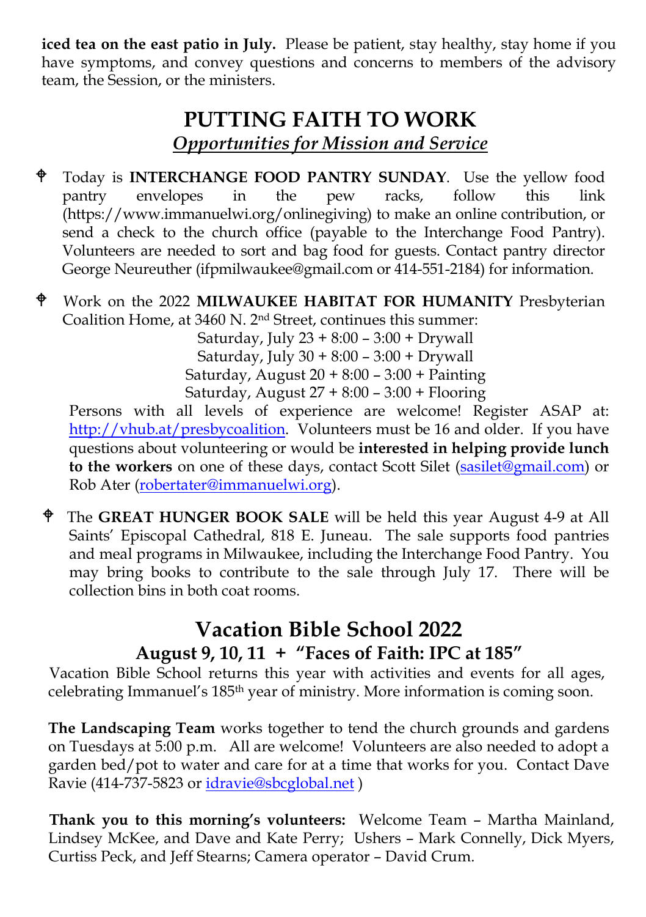**iced tea on the east patio in July.** Please be patient, stay healthy, stay home if you have symptoms, and convey questions and concerns to members of the advisory team, the Session, or the ministers.

# PUTTING FAITH TO WORK

## *Opportunities for Mission and Service*

- Today is **INTERCHANGE FOOD PANTRY SUNDAY**. Use the yellow food pantry envelopes in the pew racks, follow this link (https://www.immanuelwi.org/onlinegiving) to make an online contribution, or send a check to the church office (payable to the Interchange Food Pantry). Volunteers are needed to sort and bag food for guests. Contact pantry director George Neureuther (ifpmilwaukee@gmail.com or 414-551-2184) for information.

- Work on the 2022 **MILWAUKEE HABITAT FOR HUMANITY** Presbyterian Coalition Home, at 3460 N. 2nd Street, continues this summer:

  Saturday, July 23 + 8:00 – 3:00 + Drywall
  Saturday, July 30 + 8:00 – 3:00 + Drywall
  Saturday, August 20 + 8:00 – 3:00 + Painting
  Saturday, August 27 + 8:00 – 3:00 + Flooring

  Persons with all levels of experience are welcome! Register ASAP at: http://vhub.at/presbycoalition. Volunteers must be 16 and older. If you have questions about volunteering or would be **interested in helping provide lunch to the workers** on one of these days, contact Scott Silet (sasilet@gmail.com) or Rob Ater (robertater@immanuelwi.org).

- The **GREAT HUNGER BOOK SALE** will be held this year August 4-9 at All Saints' Episcopal Cathedral, 818 E. Juneau. The sale supports food pantries and meal programs in Milwaukee, including the Interchange Food Pantry. You may bring books to contribute to the sale through July 17. There will be collection bins in both coat rooms.

# Vacation Bible School 2022

## August 9, 10, 11 + "Faces of Faith: IPC at 185"

Vacation Bible School returns this year with activities and events for all ages, celebrating Immanuel's 185th year of ministry. More information is coming soon.

**The Landscaping Team** works together to tend the church grounds and gardens on Tuesdays at 5:00 p.m. All are welcome! Volunteers are also needed to adopt a garden bed/pot to water and care for at a time that works for you. Contact Dave Ravie (414-737-5823 or idravie@sbcglobal.net )

**Thank you to this morning's volunteers:** Welcome Team – Martha Mainland, Lindsey McKee, and Dave and Kate Perry; Ushers – Mark Connelly, Dick Myers, Curtiss Peck, and Jeff Stearns; Camera operator – David Crum.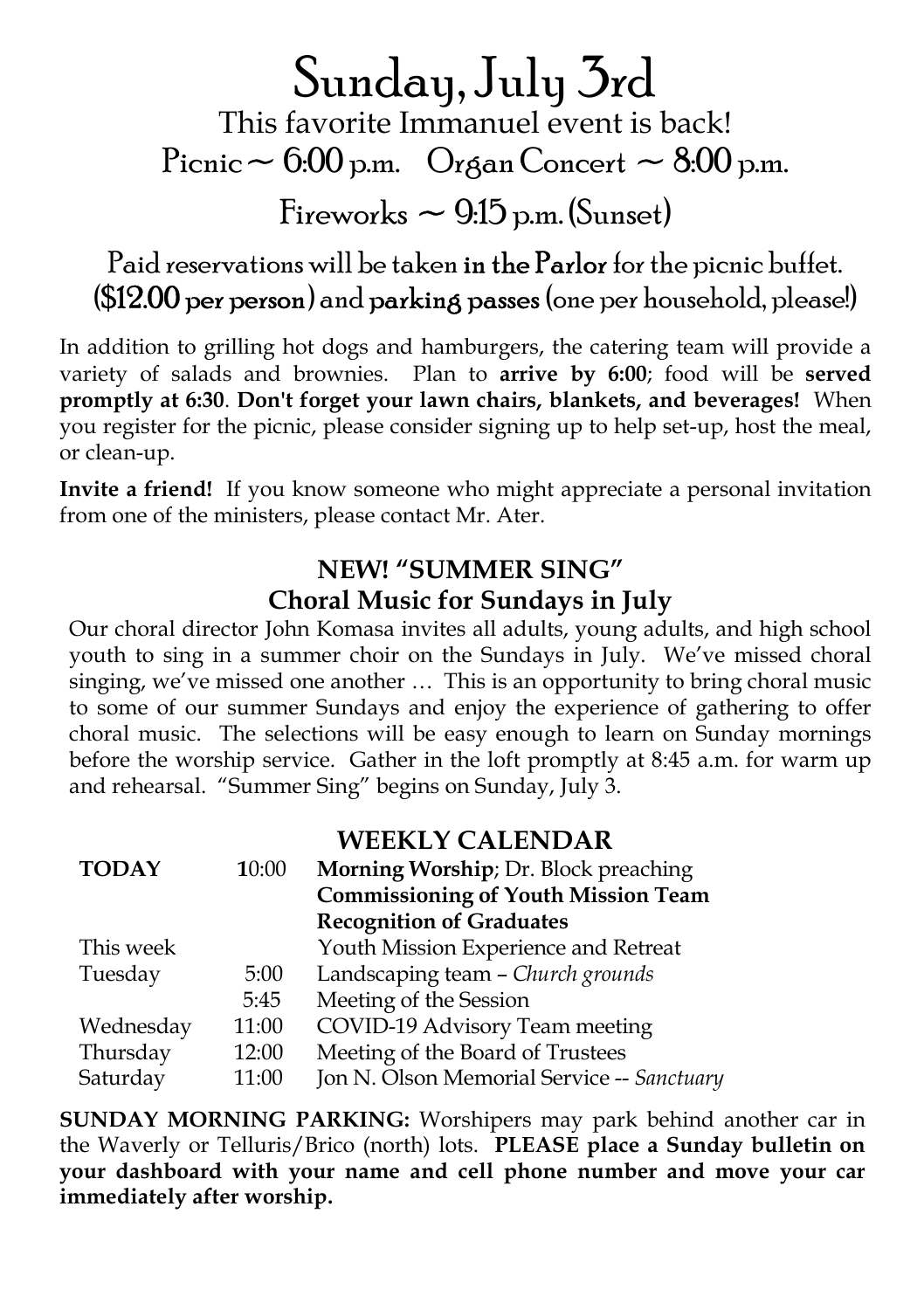# Sunday, July 3rd

## This favorite Immanuel event is back!

Picnic ~ 6:00 p.m.    Organ Concert ~ 8:00 p.m.

Fireworks ~ 9:15 p.m. (Sunset)

Paid reservations will be taken **in the Parlor** for the picnic buffet. (**$12.00 per person**) and **parking passes** (one per household, please!)

In addition to grilling hot dogs and hamburgers, the catering team will provide a variety of salads and brownies. Plan to **arrive by 6:00**; food will be **served promptly at 6:30**. **Don't forget your lawn chairs, blankets, and beverages!** When you register for the picnic, please consider signing up to help set-up, host the meal, or clean-up.

**Invite a friend!** If you know someone who might appreciate a personal invitation from one of the ministers, please contact Mr. Ater.

### NEW! "SUMMER SING"
### Choral Music for Sundays in July

Our choral director John Komasa invites all adults, young adults, and high school youth to sing in a summer choir on the Sundays in July. We've missed choral singing, we've missed one another … This is an opportunity to bring choral music to some of our summer Sundays and enjoy the experience of gathering to offer choral music. The selections will be easy enough to learn on Sunday mornings before the worship service. Gather in the loft promptly at 8:45 a.m. for warm up and rehearsal. "Summer Sing" begins on Sunday, July 3.

### WEEKLY CALENDAR

| | | |
|---|---|---|
| **TODAY** | 10:00 | **Morning Worship**; Dr. Block preaching |
| | | **Commissioning of Youth Mission Team** |
| | | **Recognition of Graduates** |
| This week | | Youth Mission Experience and Retreat |
| Tuesday | 5:00 | Landscaping team – *Church grounds* |
| | 5:45 | Meeting of the Session |
| Wednesday | 11:00 | COVID-19 Advisory Team meeting |
| Thursday | 12:00 | Meeting of the Board of Trustees |
| Saturday | 11:00 | Jon N. Olson Memorial Service -- *Sanctuary* |

**SUNDAY MORNING PARKING:** Worshipers may park behind another car in the Waverly or Telluris/Brico (north) lots. **PLEASE place a Sunday bulletin on your dashboard with your name and cell phone number and move your car immediately after worship.**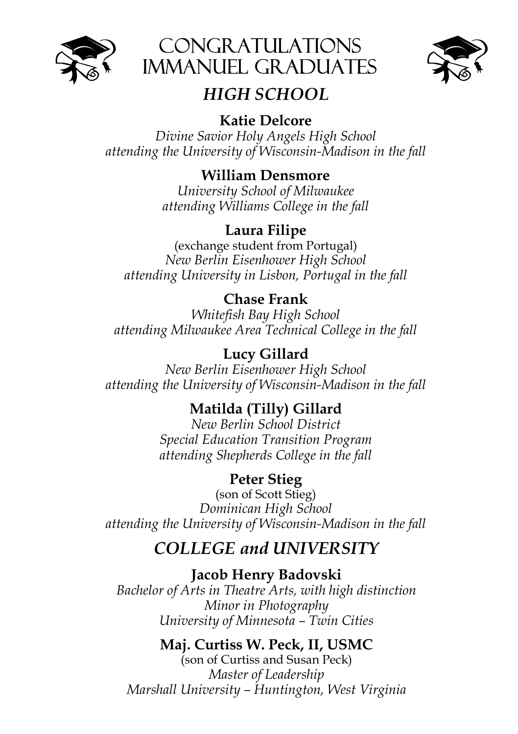# CONGRATULATIONS IMMANUEL GRADUATES

## *HIGH SCHOOL*

**Katie Delcore**
*Divine Savior Holy Angels High School*
*attending the University of Wisconsin-Madison in the fall*

**William Densmore**
*University School of Milwaukee*
*attending Williams College in the fall*

**Laura Filipe**
(exchange student from Portugal)
*New Berlin Eisenhower High School*
*attending University in Lisbon, Portugal in the fall*

**Chase Frank**
*Whitefish Bay High School*
*attending Milwaukee Area Technical College in the fall*

**Lucy Gillard**
*New Berlin Eisenhower High School*
*attending the University of Wisconsin-Madison in the fall*

**Matilda (Tilly) Gillard**
*New Berlin School District*
*Special Education Transition Program*
*attending Shepherds College in the fall*

**Peter Stieg**
(son of Scott Stieg)
*Dominican High School*
*attending the University of Wisconsin-Madison in the fall*

## *COLLEGE and UNIVERSITY*

**Jacob Henry Badovski**
*Bachelor of Arts in Theatre Arts, with high distinction*
*Minor in Photography*
*University of Minnesota – Twin Cities*

**Maj. Curtiss W. Peck, II, USMC**
(son of Curtiss and Susan Peck)
*Master of Leadership*
*Marshall University – Huntington, West Virginia*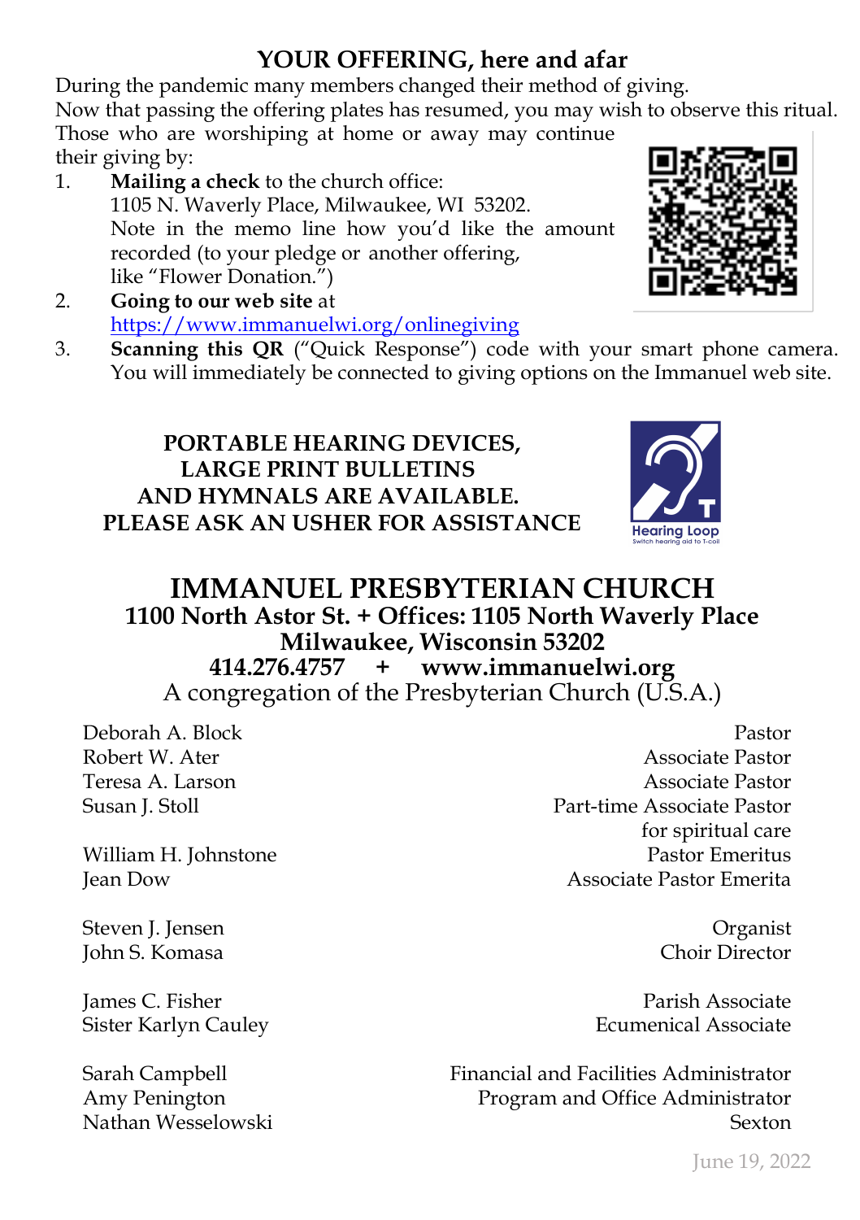## YOUR OFFERING, here and afar

During the pandemic many members changed their method of giving.
Now that passing the offering plates has resumed, you may wish to observe this ritual.
Those who are worshiping at home or away may continue their giving by:

1. **Mailing a check** to the church office:
   1105 N. Waverly Place, Milwaukee, WI 53202.
   Note in the memo line how you'd like the amount recorded (to your pledge or another offering, like "Flower Donation.")
2. **Going to our web site** at
   https://www.immanuelwi.org/onlinegiving
3. **Scanning this QR** ("Quick Response") code with your smart phone camera. You will immediately be connected to giving options on the Immanuel web site.

**PORTABLE HEARING DEVICES,
LARGE PRINT BULLETINS
AND HYMNALS ARE AVAILABLE.
PLEASE ASK AN USHER FOR ASSISTANCE**

Hearing Loop
Switch hearing aid to T-coil

# IMMANUEL PRESBYTERIAN CHURCH

**1100 North Astor St. + Offices: 1105 North Waverly Place**
**Milwaukee, Wisconsin 53202**
**414.276.4757 + www.immanuelwi.org**
A congregation of the Presbyterian Church (U.S.A.)

| | |
|---|---|
| Deborah A. Block | Pastor |
| Robert W. Ater | Associate Pastor |
| Teresa A. Larson | Associate Pastor |
| Susan J. Stoll | Part-time Associate Pastor for spiritual care |
| William H. Johnstone | Pastor Emeritus |
| Jean Dow | Associate Pastor Emerita |
| Steven J. Jensen | Organist |
| John S. Komasa | Choir Director |
| James C. Fisher | Parish Associate |
| Sister Karlyn Cauley | Ecumenical Associate |
| Sarah Campbell | Financial and Facilities Administrator |
| Amy Penington | Program and Office Administrator |
| Nathan Wesselowski | Sexton |

June 19, 2022